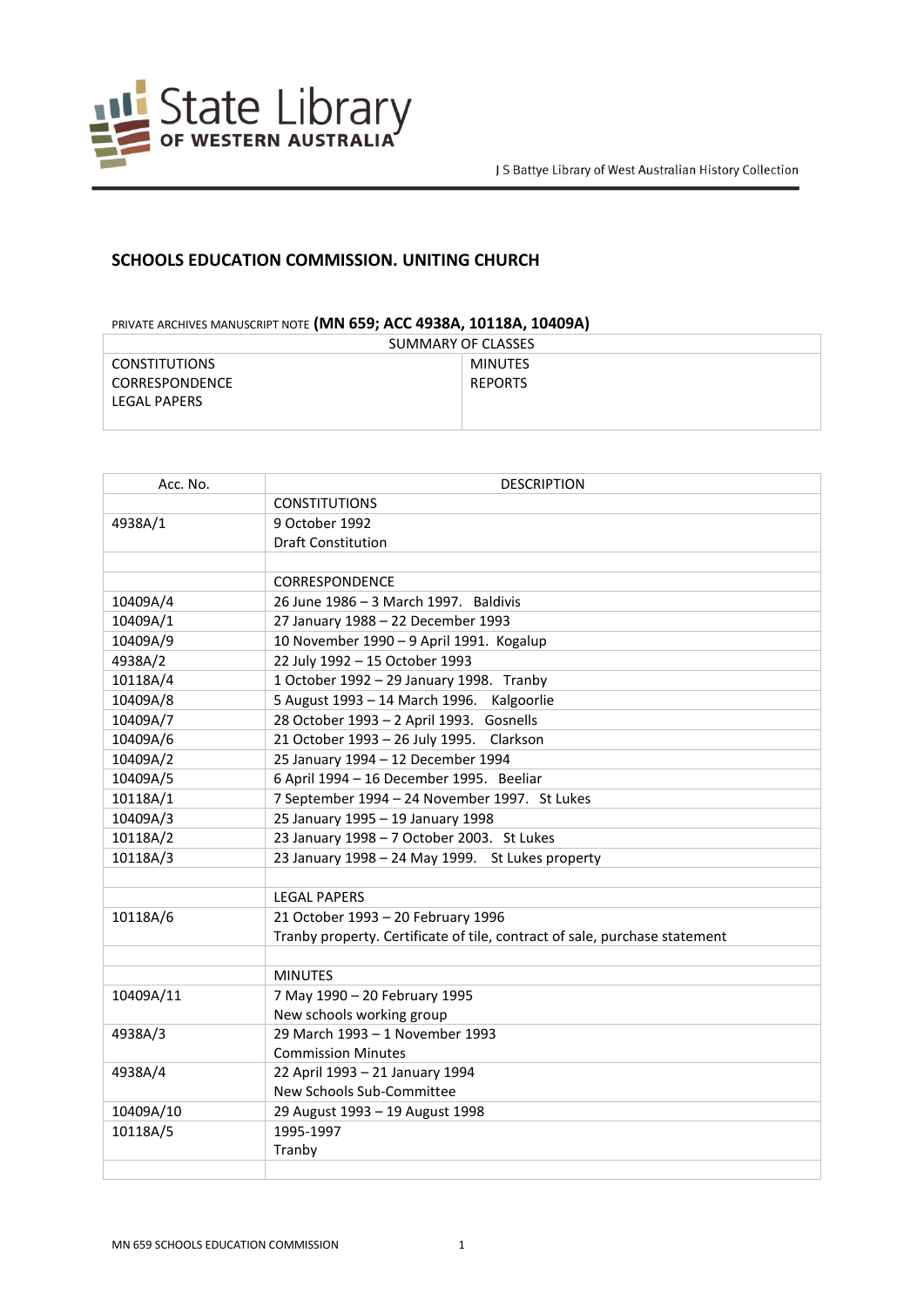State Library OF WESTERN AUSTRALIA

J S Battye Library of West Australian History Collection

## SCHOOLS EDUCATION COMMISSION. UNITING CHURCH

PRIVATE ARCHIVES MANUSCRIPT NOTE **(MN 659; ACC 4938A, 10118A, 10409A)**

| SUMMARY OF CLASSES | |
|---|---|
| CONSTITUTIONS<br>CORRESPONDENCE<br>LEGAL PAPERS | MINUTES<br>REPORTS |

| Acc. No. | DESCRIPTION |
|---|---|
| | CONSTITUTIONS |
| 4938A/1 | 9 October 1992<br>Draft Constitution |
| | |
| | CORRESPONDENCE |
| 10409A/4 | 26 June 1986 – 3 March 1997. Baldivis |
| 10409A/1 | 27 January 1988 – 22 December 1993 |
| 10409A/9 | 10 November 1990 – 9 April 1991. Kogalup |
| 4938A/2 | 22 July 1992 – 15 October 1993 |
| 10118A/4 | 1 October 1992 – 29 January 1998. Tranby |
| 10409A/8 | 5 August 1993 – 14 March 1996. Kalgoorlie |
| 10409A/7 | 28 October 1993 – 2 April 1993. Gosnells |
| 10409A/6 | 21 October 1993 – 26 July 1995. Clarkson |
| 10409A/2 | 25 January 1994 – 12 December 1994 |
| 10409A/5 | 6 April 1994 – 16 December 1995. Beeliar |
| 10118A/1 | 7 September 1994 – 24 November 1997. St Lukes |
| 10409A/3 | 25 January 1995 – 19 January 1998 |
| 10118A/2 | 23 January 1998 – 7 October 2003. St Lukes |
| 10118A/3 | 23 January 1998 – 24 May 1999. St Lukes property |
| | |
| | LEGAL PAPERS |
| 10118A/6 | 21 October 1993 – 20 February 1996<br>Tranby property. Certificate of tile, contract of sale, purchase statement |
| | |
| | MINUTES |
| 10409A/11 | 7 May 1990 – 20 February 1995<br>New schools working group |
| 4938A/3 | 29 March 1993 – 1 November 1993<br>Commission Minutes |
| 4938A/4 | 22 April 1993 – 21 January 1994<br>New Schools Sub-Committee |
| 10409A/10 | 29 August 1993 – 19 August 1998 |
| 10118A/5 | 1995-1997<br>Tranby |
| | |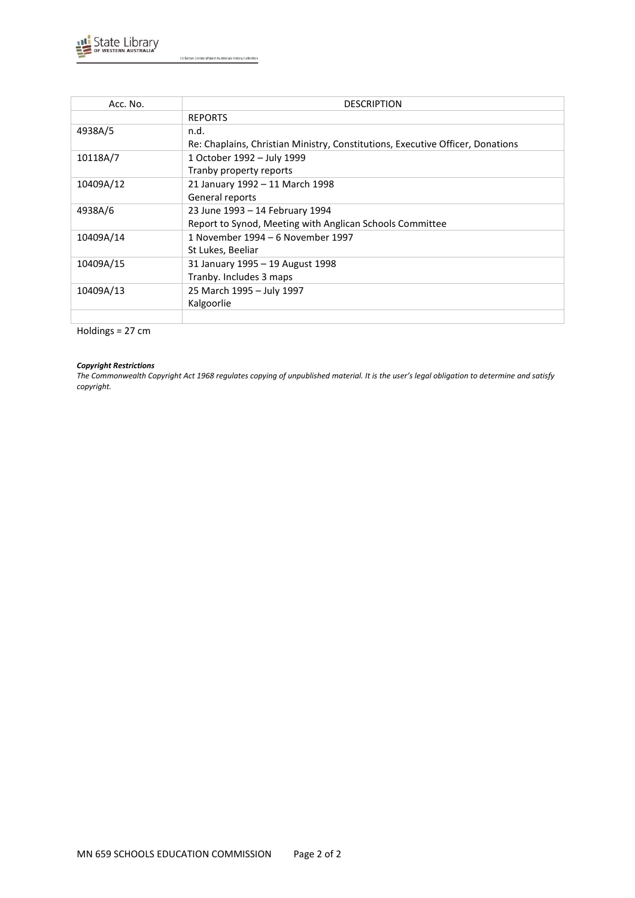| Acc. No. | DESCRIPTION |
|---|---|
| | REPORTS |
| 4938A/5 | n.d.<br>Re: Chaplains, Christian Ministry, Constitutions, Executive Officer, Donations |
| 10118A/7 | 1 October 1992 – July 1999<br>Tranby property reports |
| 10409A/12 | 21 January 1992 – 11 March 1998<br>General reports |
| 4938A/6 | 23 June 1993 – 14 February 1994<br>Report to Synod, Meeting with Anglican Schools Committee |
| 10409A/14 | 1 November 1994 – 6 November 1997<br>St Lukes, Beeliar |
| 10409A/15 | 31 January 1995 – 19 August 1998<br>Tranby. Includes 3 maps |
| 10409A/13 | 25 March 1995 – July 1997<br>Kalgoorlie |
| | |

Holdings = 27 cm

***Copyright Restrictions***

*The Commonwealth Copyright Act 1968 regulates copying of unpublished material. It is the user's legal obligation to determine and satisfy copyright.*